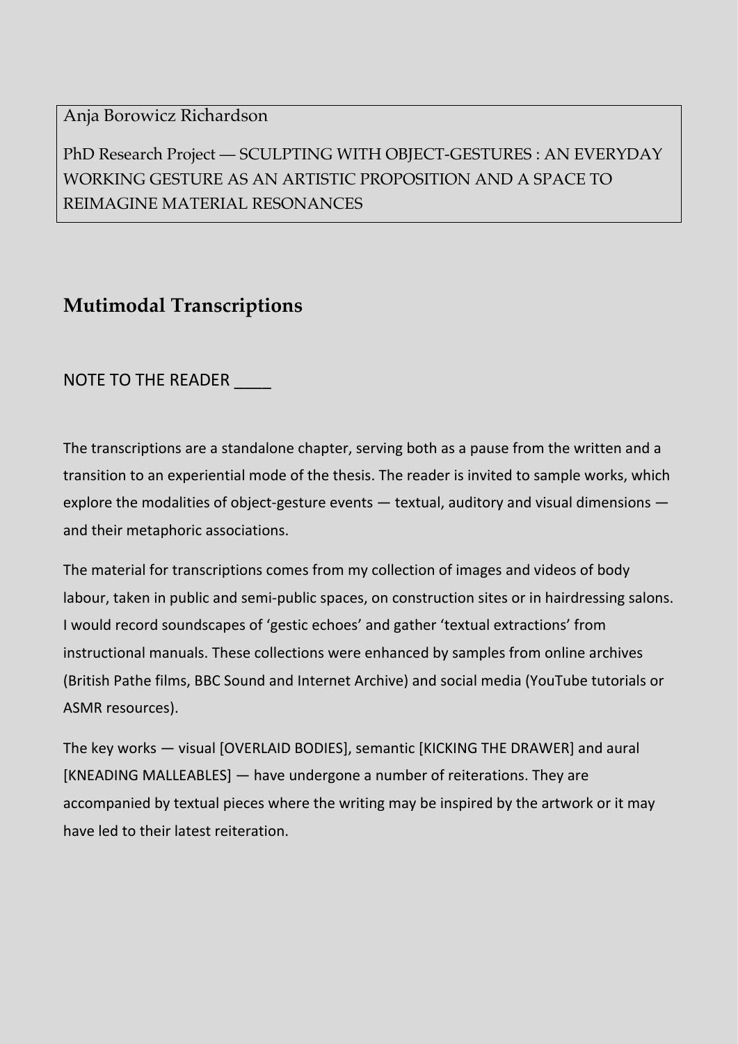Anja Borowicz Richardson

PhD Research Project — SCULPTING WITH OBJECT-GESTURES : AN EVERYDAY WORKING GESTURE AS AN ARTISTIC PROPOSITION AND A SPACE TO REIMAGINE MATERIAL RESONANCES

## Mutimodal Transcriptions

NOTE TO THE READER ____

The transcriptions are a standalone chapter, serving both as a pause from the written and a transition to an experiential mode of the thesis. The reader is invited to sample works, which explore the modalities of object-gesture events — textual, auditory and visual dimensions — and their metaphoric associations.

The material for transcriptions comes from my collection of images and videos of body labour, taken in public and semi-public spaces, on construction sites or in hairdressing salons. I would record soundscapes of 'gestic echoes' and gather 'textual extractions' from instructional manuals. These collections were enhanced by samples from online archives (British Pathe films, BBC Sound and Internet Archive) and social media (YouTube tutorials or ASMR resources).

The key works — visual [OVERLAID BODIES], semantic [KICKING THE DRAWER] and aural [KNEADING MALLEABLES] — have undergone a number of reiterations. They are accompanied by textual pieces where the writing may be inspired by the artwork or it may have led to their latest reiteration.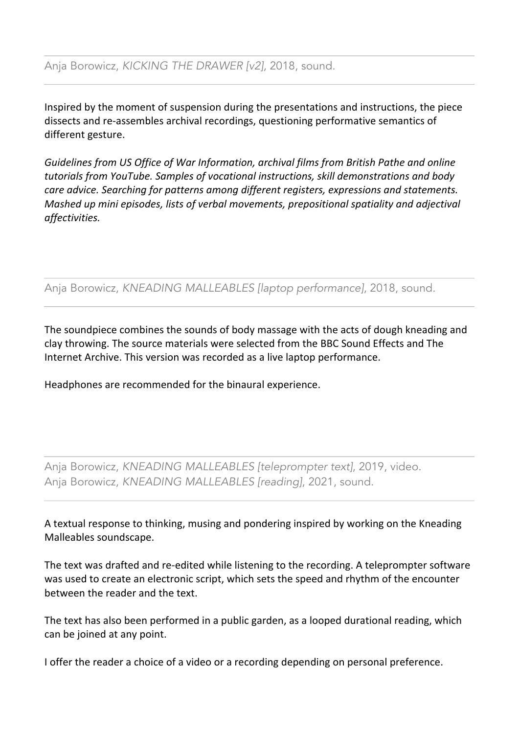---

Anja Borowicz, *KICKING THE DRAWER [v2]*, 2018, sound.

---

Inspired by the moment of suspension during the presentations and instructions, the piece dissects and re-assembles archival recordings, questioning performative semantics of different gesture.

*Guidelines from US Office of War Information, archival films from British Pathe and online tutorials from YouTube. Samples of vocational instructions, skill demonstrations and body care advice. Searching for patterns among different registers, expressions and statements. Mashed up mini episodes, lists of verbal movements, prepositional spatiality and adjectival affectivities.*

---

Anja Borowicz, *KNEADING MALLEABLES [laptop performance]*, 2018, sound.

---

The soundpiece combines the sounds of body massage with the acts of dough kneading and clay throwing. The source materials were selected from the BBC Sound Effects and The Internet Archive. This version was recorded as a live laptop performance.

Headphones are recommended for the binaural experience.

---

Anja Borowicz, *KNEADING MALLEABLES [teleprompter text]*, 2019, video.
Anja Borowicz, *KNEADING MALLEABLES [reading]*, 2021, sound.

---

A textual response to thinking, musing and pondering inspired by working on the Kneading Malleables soundscape.

The text was drafted and re-edited while listening to the recording. A teleprompter software was used to create an electronic script, which sets the speed and rhythm of the encounter between the reader and the text.

The text has also been performed in a public garden, as a looped durational reading, which can be joined at any point.

I offer the reader a choice of a video or a recording depending on personal preference.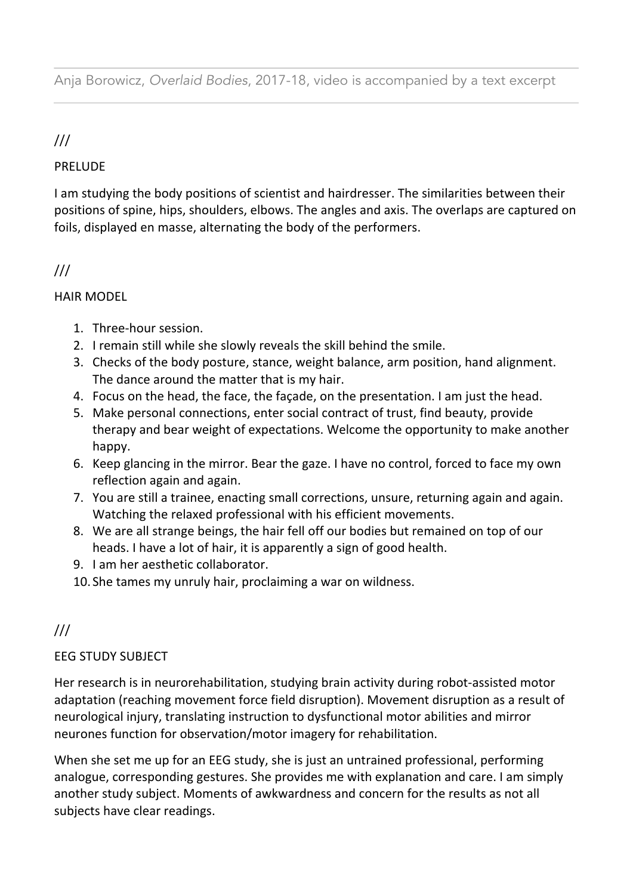Anja Borowicz, *Overlaid Bodies*, 2017-18, video is accompanied by a text excerpt

---

///

PRELUDE

I am studying the body positions of scientist and hairdresser. The similarities between their positions of spine, hips, shoulders, elbows. The angles and axis. The overlaps are captured on foils, displayed en masse, alternating the body of the performers.

///

HAIR MODEL

1. Three-hour session.
2. I remain still while she slowly reveals the skill behind the smile.
3. Checks of the body posture, stance, weight balance, arm position, hand alignment. The dance around the matter that is my hair.
4. Focus on the head, the face, the façade, on the presentation. I am just the head.
5. Make personal connections, enter social contract of trust, find beauty, provide therapy and bear weight of expectations. Welcome the opportunity to make another happy.
6. Keep glancing in the mirror. Bear the gaze. I have no control, forced to face my own reflection again and again.
7. You are still a trainee, enacting small corrections, unsure, returning again and again. Watching the relaxed professional with his efficient movements.
8. We are all strange beings, the hair fell off our bodies but remained on top of our heads. I have a lot of hair, it is apparently a sign of good health.
9. I am her aesthetic collaborator.
10. She tames my unruly hair, proclaiming a war on wildness.

///

EEG STUDY SUBJECT

Her research is in neurorehabilitation, studying brain activity during robot-assisted motor adaptation (reaching movement force field disruption). Movement disruption as a result of neurological injury, translating instruction to dysfunctional motor abilities and mirror neurones function for observation/motor imagery for rehabilitation.

When she set me up for an EEG study, she is just an untrained professional, performing analogue, corresponding gestures. She provides me with explanation and care. I am simply another study subject. Moments of awkwardness and concern for the results as not all subjects have clear readings.